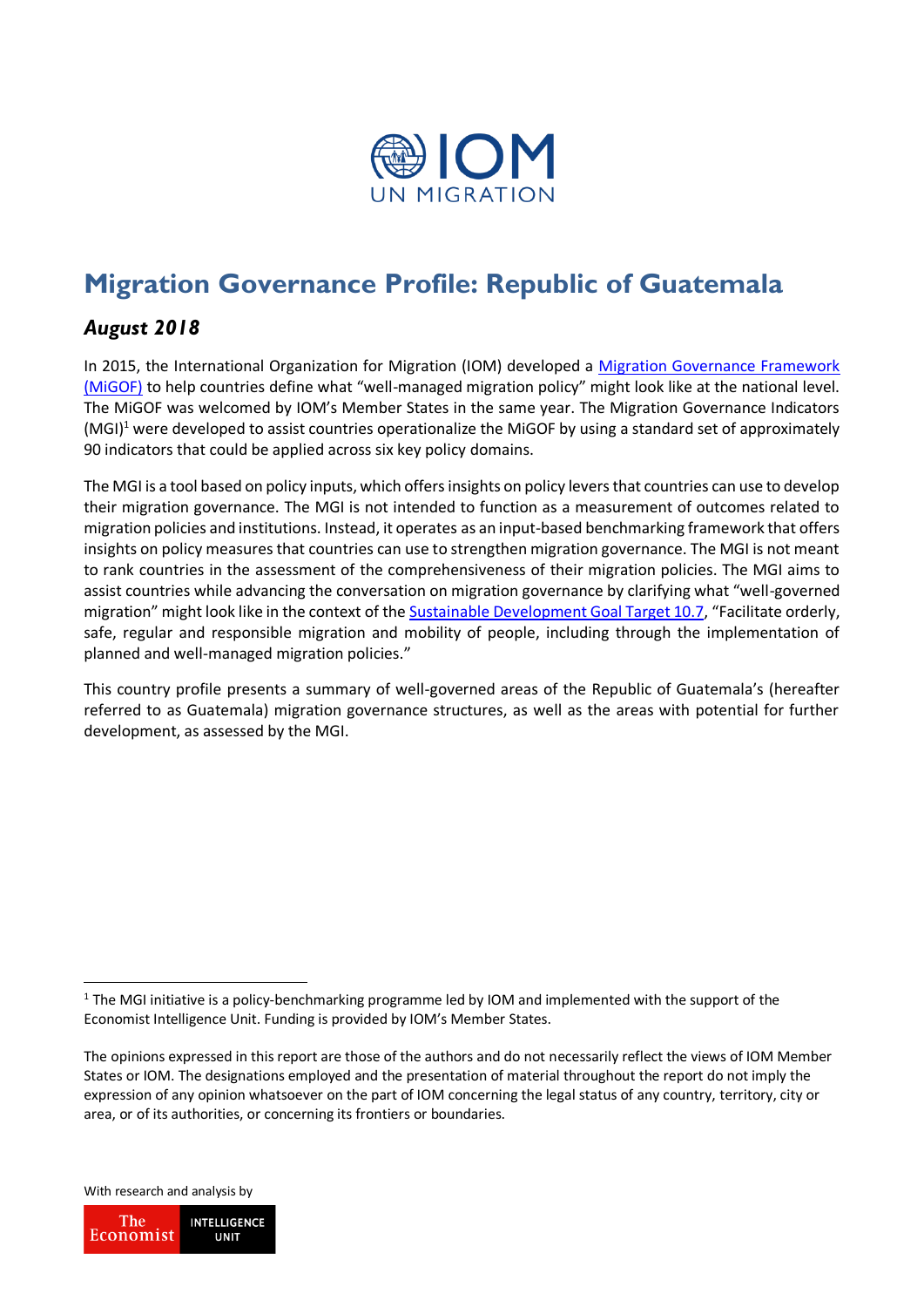# Migration Governance Profile: Republic of Guatemala

## *August 2018*

In 2015, the International Organization for Migration (IOM) developed a [Migration Governance Framework (MiGOF)](#) to help countries define what "well-managed migration policy" might look like at the national level. The MiGOF was welcomed by IOM's Member States in the same year. The Migration Governance Indicators (MGI)[1] were developed to assist countries operationalize the MiGOF by using a standard set of approximately 90 indicators that could be applied across six key policy domains.

The MGI is a tool based on policy inputs, which offers insights on policy levers that countries can use to develop their migration governance. The MGI is not intended to function as a measurement of outcomes related to migration policies and institutions. Instead, it operates as an input-based benchmarking framework that offers insights on policy measures that countries can use to strengthen migration governance. The MGI is not meant to rank countries in the assessment of the comprehensiveness of their migration policies. The MGI aims to assist countries while advancing the conversation on migration governance by clarifying what "well-governed migration" might look like in the context of the [Sustainable Development Goal Target 10.7](#), "Facilitate orderly, safe, regular and responsible migration and mobility of people, including through the implementation of planned and well-managed migration policies."

This country profile presents a summary of well-governed areas of the Republic of Guatemala's (hereafter referred to as Guatemala) migration governance structures, as well as the areas with potential for further development, as assessed by the MGI.

---

[1] The MGI initiative is a policy-benchmarking programme led by IOM and implemented with the support of the Economist Intelligence Unit. Funding is provided by IOM's Member States.

The opinions expressed in this report are those of the authors and do not necessarily reflect the views of IOM Member States or IOM. The designations employed and the presentation of material throughout the report do not imply the expression of any opinion whatsoever on the part of IOM concerning the legal status of any country, territory, city or area, or of its authorities, or concerning its frontiers or boundaries.

With research and analysis by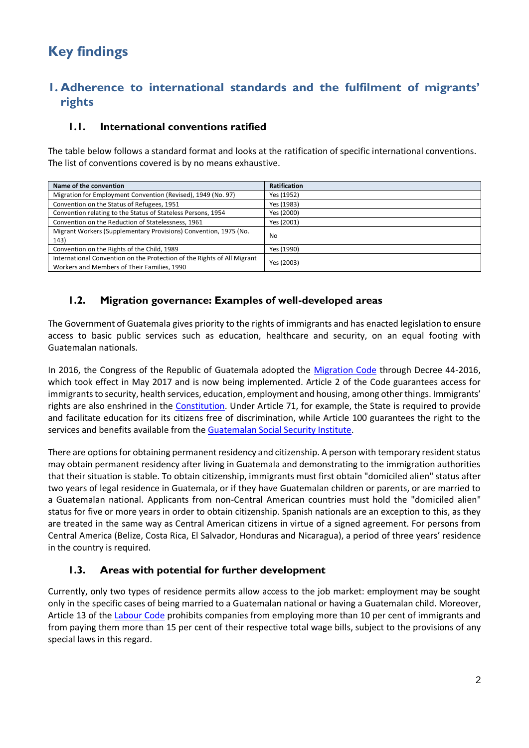# Key findings

## 1. Adherence to international standards and the fulfilment of migrants' rights

### 1.1. International conventions ratified

The table below follows a standard format and looks at the ratification of specific international conventions. The list of conventions covered is by no means exhaustive.

| Name of the convention | Ratification |
|---|---|
| Migration for Employment Convention (Revised), 1949 (No. 97) | Yes (1952) |
| Convention on the Status of Refugees, 1951 | Yes (1983) |
| Convention relating to the Status of Stateless Persons, 1954 | Yes (2000) |
| Convention on the Reduction of Statelessness, 1961 | Yes (2001) |
| Migrant Workers (Supplementary Provisions) Convention, 1975 (No. 143) | No |
| Convention on the Rights of the Child, 1989 | Yes (1990) |
| International Convention on the Protection of the Rights of All Migrant Workers and Members of Their Families, 1990 | Yes (2003) |

### 1.2. Migration governance: Examples of well-developed areas

The Government of Guatemala gives priority to the rights of immigrants and has enacted legislation to ensure access to basic public services such as education, healthcare and security, on an equal footing with Guatemalan nationals.

In 2016, the Congress of the Republic of Guatemala adopted the Migration Code through Decree 44-2016, which took effect in May 2017 and is now being implemented. Article 2 of the Code guarantees access for immigrants to security, health services, education, employment and housing, among other things. Immigrants' rights are also enshrined in the Constitution. Under Article 71, for example, the State is required to provide and facilitate education for its citizens free of discrimination, while Article 100 guarantees the right to the services and benefits available from the Guatemalan Social Security Institute.

There are options for obtaining permanent residency and citizenship. A person with temporary resident status may obtain permanent residency after living in Guatemala and demonstrating to the immigration authorities that their situation is stable. To obtain citizenship, immigrants must first obtain "domiciled alien" status after two years of legal residence in Guatemala, or if they have Guatemalan children or parents, or are married to a Guatemalan national. Applicants from non-Central American countries must hold the "domiciled alien" status for five or more years in order to obtain citizenship. Spanish nationals are an exception to this, as they are treated in the same way as Central American citizens in virtue of a signed agreement. For persons from Central America (Belize, Costa Rica, El Salvador, Honduras and Nicaragua), a period of three years' residence in the country is required.

### 1.3. Areas with potential for further development

Currently, only two types of residence permits allow access to the job market: employment may be sought only in the specific cases of being married to a Guatemalan national or having a Guatemalan child. Moreover, Article 13 of the Labour Code prohibits companies from employing more than 10 per cent of immigrants and from paying them more than 15 per cent of their respective total wage bills, subject to the provisions of any special laws in this regard.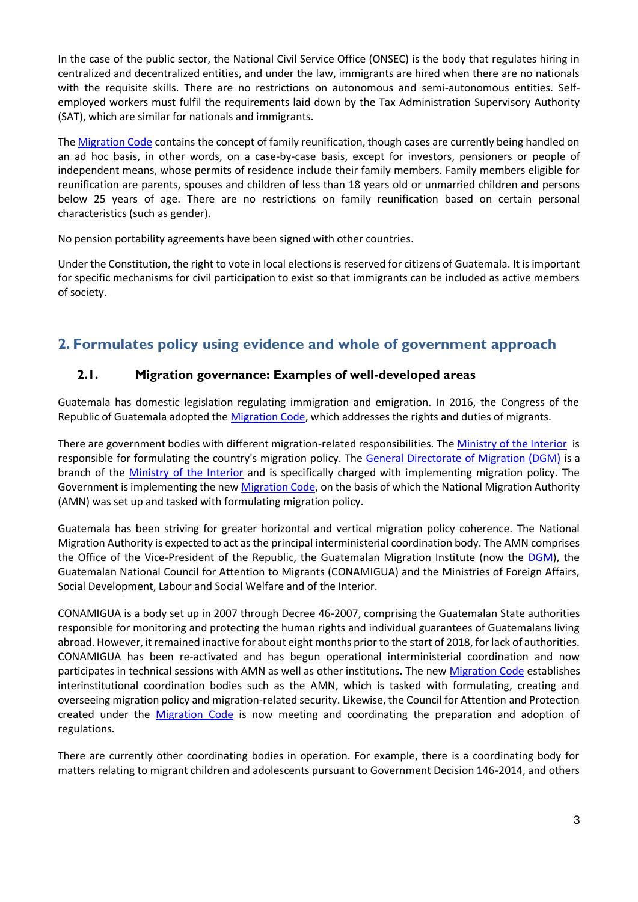In the case of the public sector, the National Civil Service Office (ONSEC) is the body that regulates hiring in centralized and decentralized entities, and under the law, immigrants are hired when there are no nationals with the requisite skills. There are no restrictions on autonomous and semi-autonomous entities. Self-employed workers must fulfil the requirements laid down by the Tax Administration Supervisory Authority (SAT), which are similar for nationals and immigrants.

The Migration Code contains the concept of family reunification, though cases are currently being handled on an ad hoc basis, in other words, on a case-by-case basis, except for investors, pensioners or people of independent means, whose permits of residence include their family members. Family members eligible for reunification are parents, spouses and children of less than 18 years old or unmarried children and persons below 25 years of age. There are no restrictions on family reunification based on certain personal characteristics (such as gender).

No pension portability agreements have been signed with other countries.

Under the Constitution, the right to vote in local elections is reserved for citizens of Guatemala. It is important for specific mechanisms for civil participation to exist so that immigrants can be included as active members of society.

## 2. Formulates policy using evidence and whole of government approach

### 2.1. Migration governance: Examples of well-developed areas

Guatemala has domestic legislation regulating immigration and emigration. In 2016, the Congress of the Republic of Guatemala adopted the Migration Code, which addresses the rights and duties of migrants.

There are government bodies with different migration-related responsibilities. The Ministry of the Interior is responsible for formulating the country's migration policy. The General Directorate of Migration (DGM) is a branch of the Ministry of the Interior and is specifically charged with implementing migration policy. The Government is implementing the new Migration Code, on the basis of which the National Migration Authority (AMN) was set up and tasked with formulating migration policy.

Guatemala has been striving for greater horizontal and vertical migration policy coherence. The National Migration Authority is expected to act as the principal interministerial coordination body. The AMN comprises the Office of the Vice-President of the Republic, the Guatemalan Migration Institute (now the DGM), the Guatemalan National Council for Attention to Migrants (CONAMIGUA) and the Ministries of Foreign Affairs, Social Development, Labour and Social Welfare and of the Interior.

CONAMIGUA is a body set up in 2007 through Decree 46-2007, comprising the Guatemalan State authorities responsible for monitoring and protecting the human rights and individual guarantees of Guatemalans living abroad. However, it remained inactive for about eight months prior to the start of 2018, for lack of authorities. CONAMIGUA has been re-activated and has begun operational interministerial coordination and now participates in technical sessions with AMN as well as other institutions. The new Migration Code establishes interinstitutional coordination bodies such as the AMN, which is tasked with formulating, creating and overseeing migration policy and migration-related security. Likewise, the Council for Attention and Protection created under the Migration Code is now meeting and coordinating the preparation and adoption of regulations.

There are currently other coordinating bodies in operation. For example, there is a coordinating body for matters relating to migrant children and adolescents pursuant to Government Decision 146-2014, and others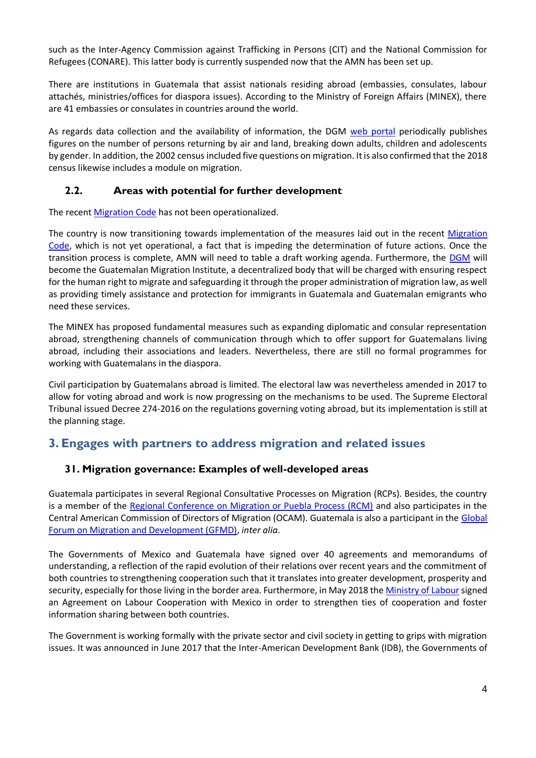such as the Inter-Agency Commission against Trafficking in Persons (CIT) and the National Commission for Refugees (CONARE). This latter body is currently suspended now that the AMN has been set up.

There are institutions in Guatemala that assist nationals residing abroad (embassies, consulates, labour attachés, ministries/offices for diaspora issues). According to the Ministry of Foreign Affairs (MINEX), there are 41 embassies or consulates in countries around the world.

As regards data collection and the availability of information, the DGM web portal periodically publishes figures on the number of persons returning by air and land, breaking down adults, children and adolescents by gender. In addition, the 2002 census included five questions on migration. It is also confirmed that the 2018 census likewise includes a module on migration.

## 2.2. Areas with potential for further development

The recent Migration Code has not been operationalized.

The country is now transitioning towards implementation of the measures laid out in the recent Migration Code, which is not yet operational, a fact that is impeding the determination of future actions. Once the transition process is complete, AMN will need to table a draft working agenda. Furthermore, the DGM will become the Guatemalan Migration Institute, a decentralized body that will be charged with ensuring respect for the human right to migrate and safeguarding it through the proper administration of migration law, as well as providing timely assistance and protection for immigrants in Guatemala and Guatemalan emigrants who need these services.

The MINEX has proposed fundamental measures such as expanding diplomatic and consular representation abroad, strengthening channels of communication through which to offer support for Guatemalans living abroad, including their associations and leaders. Nevertheless, there are still no formal programmes for working with Guatemalans in the diaspora.

Civil participation by Guatemalans abroad is limited. The electoral law was nevertheless amended in 2017 to allow for voting abroad and work is now progressing on the mechanisms to be used. The Supreme Electoral Tribunal issued Decree 274-2016 on the regulations governing voting abroad, but its implementation is still at the planning stage.

# 3. Engages with partners to address migration and related issues

## 31. Migration governance: Examples of well-developed areas

Guatemala participates in several Regional Consultative Processes on Migration (RCPs). Besides, the country is a member of the Regional Conference on Migration or Puebla Process (RCM) and also participates in the Central American Commission of Directors of Migration (OCAM). Guatemala is also a participant in the Global Forum on Migration and Development (GFMD), *inter alia*.

The Governments of Mexico and Guatemala have signed over 40 agreements and memorandums of understanding, a reflection of the rapid evolution of their relations over recent years and the commitment of both countries to strengthening cooperation such that it translates into greater development, prosperity and security, especially for those living in the border area. Furthermore, in May 2018 the Ministry of Labour signed an Agreement on Labour Cooperation with Mexico in order to strengthen ties of cooperation and foster information sharing between both countries.

The Government is working formally with the private sector and civil society in getting to grips with migration issues. It was announced in June 2017 that the Inter-American Development Bank (IDB), the Governments of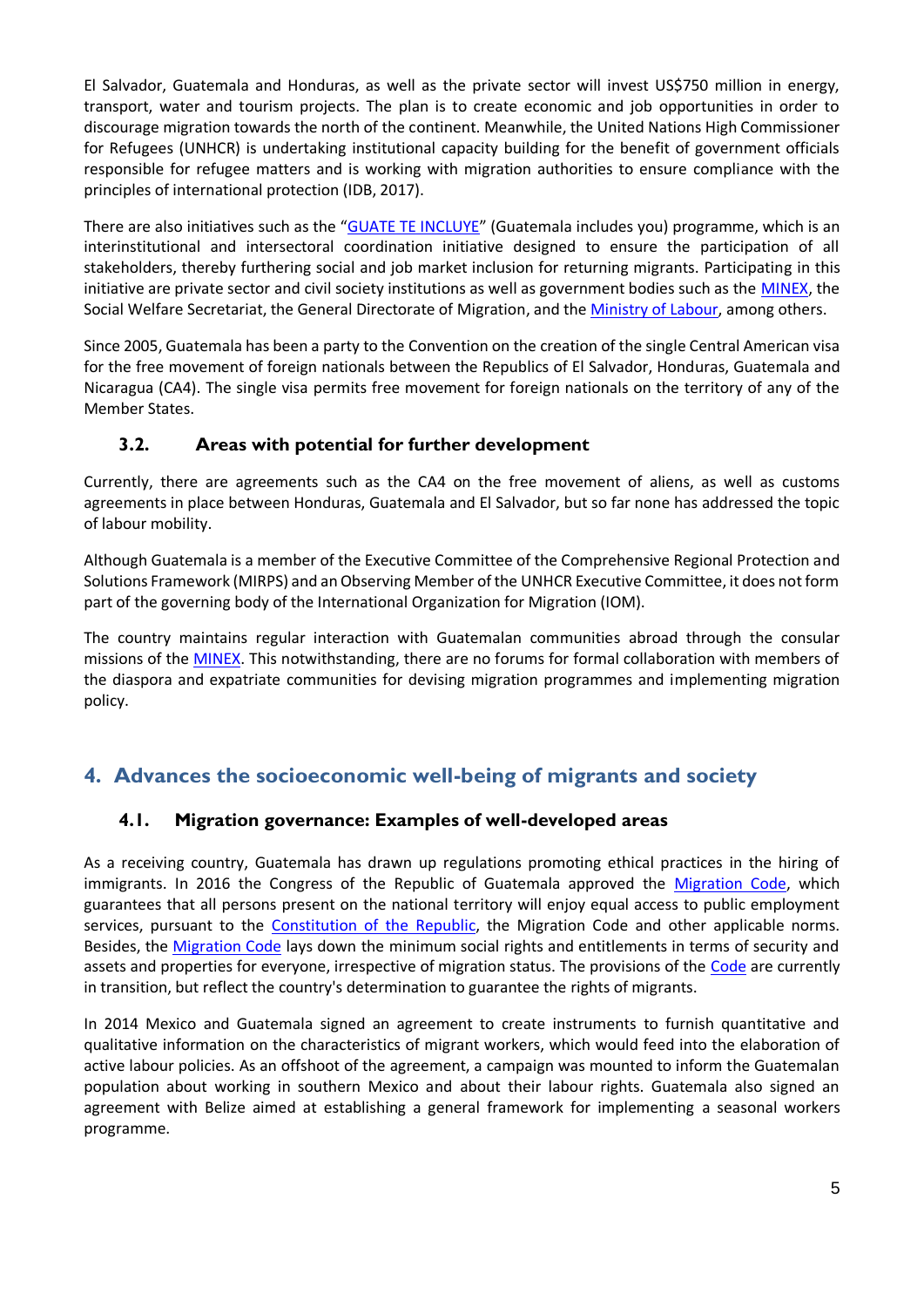El Salvador, Guatemala and Honduras, as well as the private sector will invest US$750 million in energy, transport, water and tourism projects. The plan is to create economic and job opportunities in order to discourage migration towards the north of the continent. Meanwhile, the United Nations High Commissioner for Refugees (UNHCR) is undertaking institutional capacity building for the benefit of government officials responsible for refugee matters and is working with migration authorities to ensure compliance with the principles of international protection (IDB, 2017).

There are also initiatives such as the "GUATE TE INCLUYE" (Guatemala includes you) programme, which is an interinstitutional and intersectoral coordination initiative designed to ensure the participation of all stakeholders, thereby furthering social and job market inclusion for returning migrants. Participating in this initiative are private sector and civil society institutions as well as government bodies such as the MINEX, the Social Welfare Secretariat, the General Directorate of Migration, and the Ministry of Labour, among others.

Since 2005, Guatemala has been a party to the Convention on the creation of the single Central American visa for the free movement of foreign nationals between the Republics of El Salvador, Honduras, Guatemala and Nicaragua (CA4). The single visa permits free movement for foreign nationals on the territory of any of the Member States.

### 3.2. Areas with potential for further development

Currently, there are agreements such as the CA4 on the free movement of aliens, as well as customs agreements in place between Honduras, Guatemala and El Salvador, but so far none has addressed the topic of labour mobility.

Although Guatemala is a member of the Executive Committee of the Comprehensive Regional Protection and Solutions Framework (MIRPS) and an Observing Member of the UNHCR Executive Committee, it does not form part of the governing body of the International Organization for Migration (IOM).

The country maintains regular interaction with Guatemalan communities abroad through the consular missions of the MINEX. This notwithstanding, there are no forums for formal collaboration with members of the diaspora and expatriate communities for devising migration programmes and implementing migration policy.

## 4. Advances the socioeconomic well-being of migrants and society

### 4.1. Migration governance: Examples of well-developed areas

As a receiving country, Guatemala has drawn up regulations promoting ethical practices in the hiring of immigrants. In 2016 the Congress of the Republic of Guatemala approved the Migration Code, which guarantees that all persons present on the national territory will enjoy equal access to public employment services, pursuant to the Constitution of the Republic, the Migration Code and other applicable norms. Besides, the Migration Code lays down the minimum social rights and entitlements in terms of security and assets and properties for everyone, irrespective of migration status. The provisions of the Code are currently in transition, but reflect the country's determination to guarantee the rights of migrants.

In 2014 Mexico and Guatemala signed an agreement to create instruments to furnish quantitative and qualitative information on the characteristics of migrant workers, which would feed into the elaboration of active labour policies. As an offshoot of the agreement, a campaign was mounted to inform the Guatemalan population about working in southern Mexico and about their labour rights. Guatemala also signed an agreement with Belize aimed at establishing a general framework for implementing a seasonal workers programme.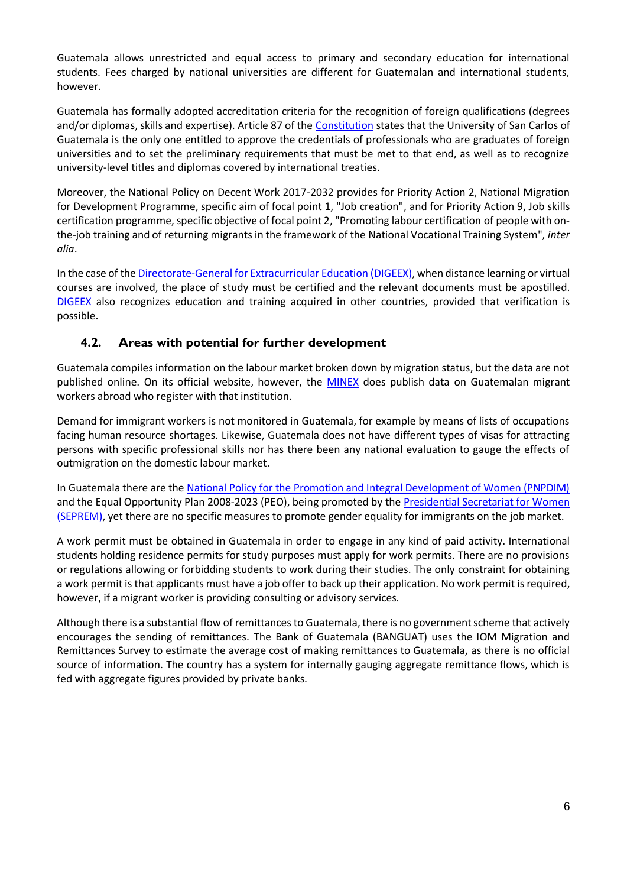Guatemala allows unrestricted and equal access to primary and secondary education for international students. Fees charged by national universities are different for Guatemalan and international students, however.

Guatemala has formally adopted accreditation criteria for the recognition of foreign qualifications (degrees and/or diplomas, skills and expertise). Article 87 of the Constitution states that the University of San Carlos of Guatemala is the only one entitled to approve the credentials of professionals who are graduates of foreign universities and to set the preliminary requirements that must be met to that end, as well as to recognize university-level titles and diplomas covered by international treaties.

Moreover, the National Policy on Decent Work 2017-2032 provides for Priority Action 2, National Migration for Development Programme, specific aim of focal point 1, "Job creation", and for Priority Action 9, Job skills certification programme, specific objective of focal point 2, "Promoting labour certification of people with on-the-job training and of returning migrants in the framework of the National Vocational Training System", *inter alia*.

In the case of the Directorate-General for Extracurricular Education (DIGEEX), when distance learning or virtual courses are involved, the place of study must be certified and the relevant documents must be apostilled. DIGEEX also recognizes education and training acquired in other countries, provided that verification is possible.

### 4.2. Areas with potential for further development

Guatemala compiles information on the labour market broken down by migration status, but the data are not published online. On its official website, however, the MINEX does publish data on Guatemalan migrant workers abroad who register with that institution.

Demand for immigrant workers is not monitored in Guatemala, for example by means of lists of occupations facing human resource shortages. Likewise, Guatemala does not have different types of visas for attracting persons with specific professional skills nor has there been any national evaluation to gauge the effects of outmigration on the domestic labour market.

In Guatemala there are the National Policy for the Promotion and Integral Development of Women (PNPDIM) and the Equal Opportunity Plan 2008-2023 (PEO), being promoted by the Presidential Secretariat for Women (SEPREM), yet there are no specific measures to promote gender equality for immigrants on the job market.

A work permit must be obtained in Guatemala in order to engage in any kind of paid activity. International students holding residence permits for study purposes must apply for work permits. There are no provisions or regulations allowing or forbidding students to work during their studies. The only constraint for obtaining a work permit is that applicants must have a job offer to back up their application. No work permit is required, however, if a migrant worker is providing consulting or advisory services.

Although there is a substantial flow of remittances to Guatemala, there is no government scheme that actively encourages the sending of remittances. The Bank of Guatemala (BANGUAT) uses the IOM Migration and Remittances Survey to estimate the average cost of making remittances to Guatemala, as there is no official source of information. The country has a system for internally gauging aggregate remittance flows, which is fed with aggregate figures provided by private banks.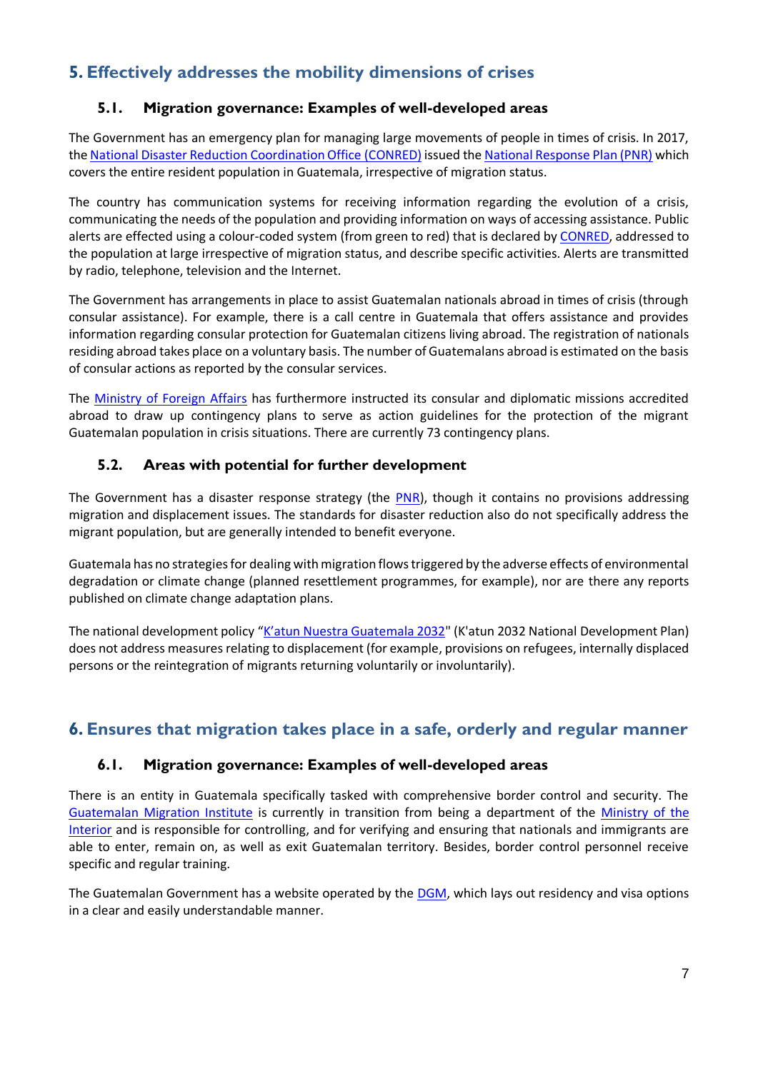## 5. Effectively addresses the mobility dimensions of crises

### 5.1. Migration governance: Examples of well-developed areas

The Government has an emergency plan for managing large movements of people in times of crisis. In 2017, the National Disaster Reduction Coordination Office (CONRED) issued the National Response Plan (PNR) which covers the entire resident population in Guatemala, irrespective of migration status.

The country has communication systems for receiving information regarding the evolution of a crisis, communicating the needs of the population and providing information on ways of accessing assistance. Public alerts are effected using a colour-coded system (from green to red) that is declared by CONRED, addressed to the population at large irrespective of migration status, and describe specific activities. Alerts are transmitted by radio, telephone, television and the Internet.

The Government has arrangements in place to assist Guatemalan nationals abroad in times of crisis (through consular assistance). For example, there is a call centre in Guatemala that offers assistance and provides information regarding consular protection for Guatemalan citizens living abroad. The registration of nationals residing abroad takes place on a voluntary basis. The number of Guatemalans abroad is estimated on the basis of consular actions as reported by the consular services.

The Ministry of Foreign Affairs has furthermore instructed its consular and diplomatic missions accredited abroad to draw up contingency plans to serve as action guidelines for the protection of the migrant Guatemalan population in crisis situations. There are currently 73 contingency plans.

### 5.2. Areas with potential for further development

The Government has a disaster response strategy (the PNR), though it contains no provisions addressing migration and displacement issues. The standards for disaster reduction also do not specifically address the migrant population, but are generally intended to benefit everyone.

Guatemala has no strategies for dealing with migration flows triggered by the adverse effects of environmental degradation or climate change (planned resettlement programmes, for example), nor are there any reports published on climate change adaptation plans.

The national development policy "K'atun Nuestra Guatemala 2032" (K'atun 2032 National Development Plan) does not address measures relating to displacement (for example, provisions on refugees, internally displaced persons or the reintegration of migrants returning voluntarily or involuntarily).

## 6. Ensures that migration takes place in a safe, orderly and regular manner

### 6.1. Migration governance: Examples of well-developed areas

There is an entity in Guatemala specifically tasked with comprehensive border control and security. The Guatemalan Migration Institute is currently in transition from being a department of the Ministry of the Interior and is responsible for controlling, and for verifying and ensuring that nationals and immigrants are able to enter, remain on, as well as exit Guatemalan territory. Besides, border control personnel receive specific and regular training.

The Guatemalan Government has a website operated by the DGM, which lays out residency and visa options in a clear and easily understandable manner.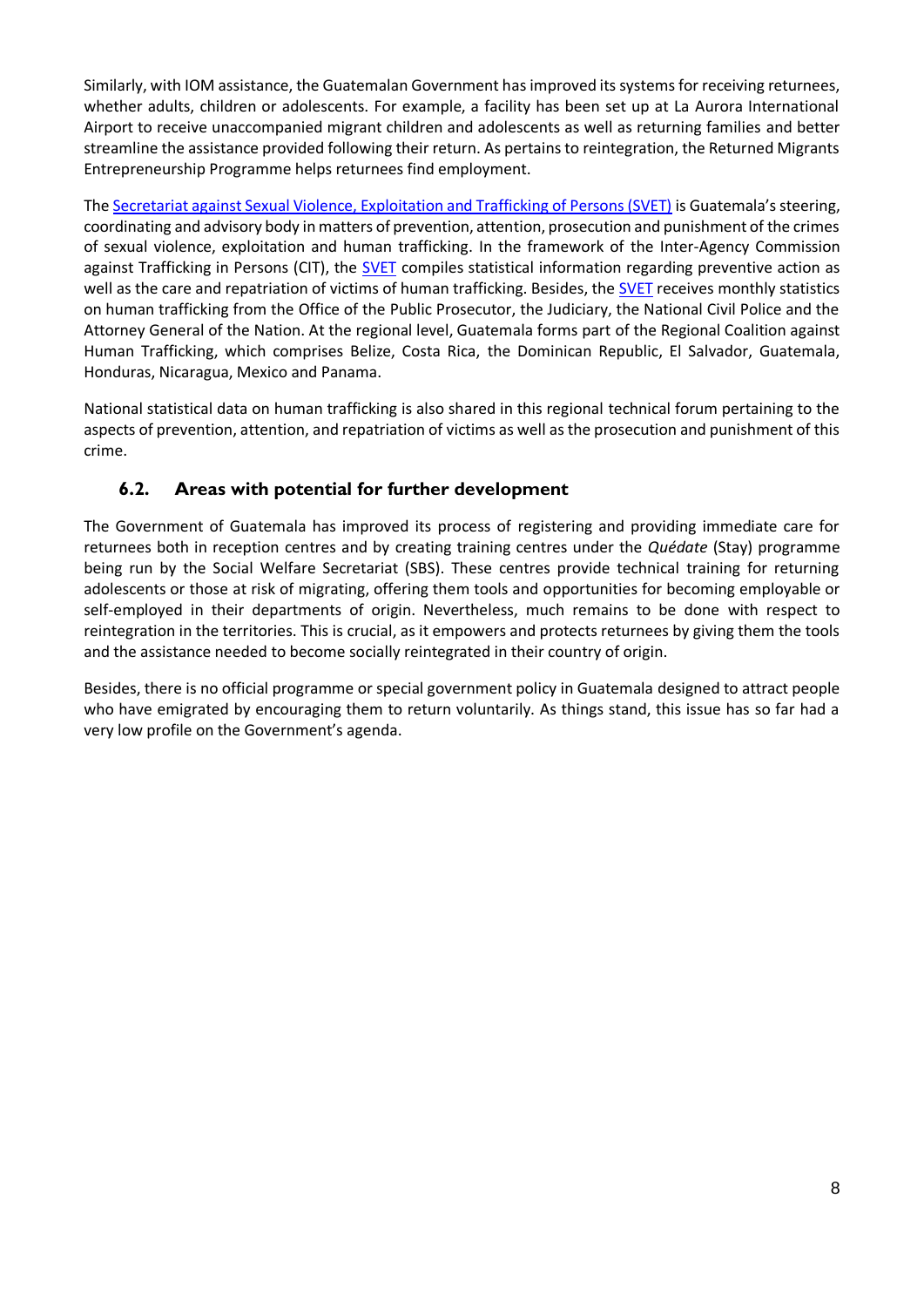Similarly, with IOM assistance, the Guatemalan Government has improved its systems for receiving returnees, whether adults, children or adolescents. For example, a facility has been set up at La Aurora International Airport to receive unaccompanied migrant children and adolescents as well as returning families and better streamline the assistance provided following their return. As pertains to reintegration, the Returned Migrants Entrepreneurship Programme helps returnees find employment.

The [Secretariat against Sexual Violence, Exploitation and Trafficking of Persons (SVET)] is Guatemala's steering, coordinating and advisory body in matters of prevention, attention, prosecution and punishment of the crimes of sexual violence, exploitation and human trafficking. In the framework of the Inter-Agency Commission against Trafficking in Persons (CIT), the [SVET] compiles statistical information regarding preventive action as well as the care and repatriation of victims of human trafficking. Besides, the [SVET] receives monthly statistics on human trafficking from the Office of the Public Prosecutor, the Judiciary, the National Civil Police and the Attorney General of the Nation. At the regional level, Guatemala forms part of the Regional Coalition against Human Trafficking, which comprises Belize, Costa Rica, the Dominican Republic, El Salvador, Guatemala, Honduras, Nicaragua, Mexico and Panama.

National statistical data on human trafficking is also shared in this regional technical forum pertaining to the aspects of prevention, attention, and repatriation of victims as well as the prosecution and punishment of this crime.

## 6.2. Areas with potential for further development

The Government of Guatemala has improved its process of registering and providing immediate care for returnees both in reception centres and by creating training centres under the *Quédate* (Stay) programme being run by the Social Welfare Secretariat (SBS). These centres provide technical training for returning adolescents or those at risk of migrating, offering them tools and opportunities for becoming employable or self-employed in their departments of origin. Nevertheless, much remains to be done with respect to reintegration in the territories. This is crucial, as it empowers and protects returnees by giving them the tools and the assistance needed to become socially reintegrated in their country of origin.

Besides, there is no official programme or special government policy in Guatemala designed to attract people who have emigrated by encouraging them to return voluntarily. As things stand, this issue has so far had a very low profile on the Government's agenda.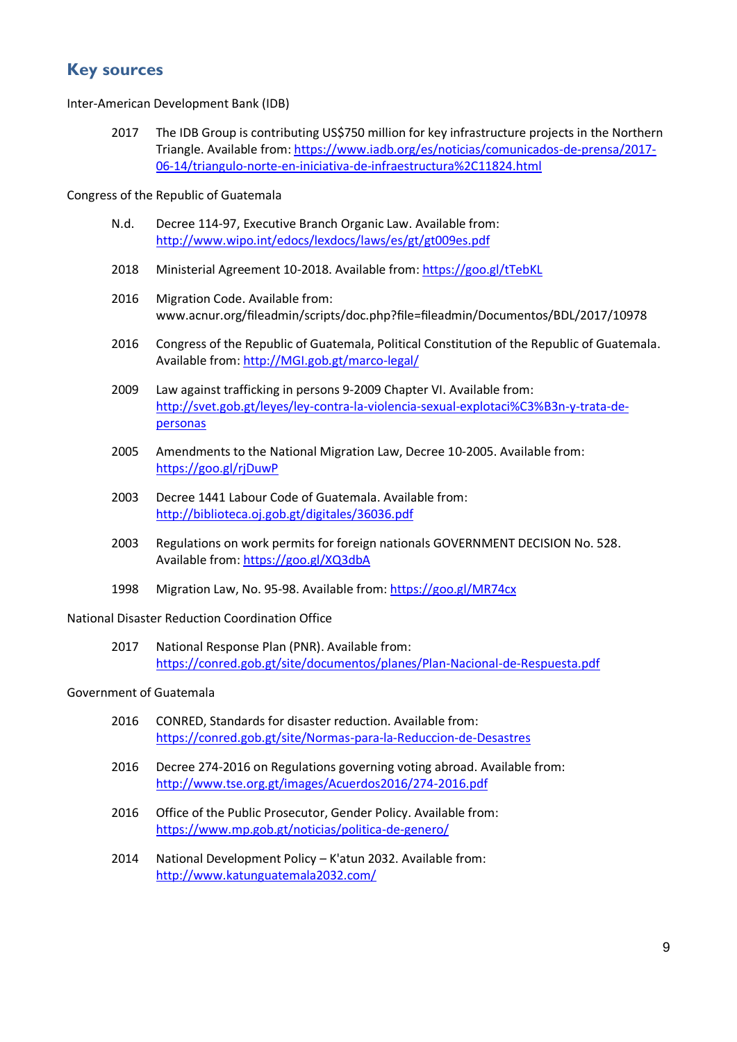## Key sources

Inter-American Development Bank (IDB)

2017 The IDB Group is contributing US$750 million for key infrastructure projects in the Northern Triangle. Available from: https://www.iadb.org/es/noticias/comunicados-de-prensa/2017-06-14/triangulo-norte-en-iniciativa-de-infraestructura%2C11824.html

Congress of the Republic of Guatemala

N.d. Decree 114-97, Executive Branch Organic Law. Available from: http://www.wipo.int/edocs/lexdocs/laws/es/gt/gt009es.pdf

2018 Ministerial Agreement 10-2018. Available from: https://goo.gl/tTebKL

2016 Migration Code. Available from: www.acnur.org/fileadmin/scripts/doc.php?file=fileadmin/Documentos/BDL/2017/10978

2016 Congress of the Republic of Guatemala, Political Constitution of the Republic of Guatemala. Available from: http://MGI.gob.gt/marco-legal/

2009 Law against trafficking in persons 9-2009 Chapter VI. Available from: http://svet.gob.gt/leyes/ley-contra-la-violencia-sexual-explotaci%C3%B3n-y-trata-de-personas

2005 Amendments to the National Migration Law, Decree 10-2005. Available from: https://goo.gl/rjDuwP

2003 Decree 1441 Labour Code of Guatemala. Available from: http://biblioteca.oj.gob.gt/digitales/36036.pdf

2003 Regulations on work permits for foreign nationals GOVERNMENT DECISION No. 528. Available from: https://goo.gl/XQ3dbA

1998 Migration Law, No. 95-98. Available from: https://goo.gl/MR74cx

National Disaster Reduction Coordination Office

2017 National Response Plan (PNR). Available from: https://conred.gob.gt/site/documentos/planes/Plan-Nacional-de-Respuesta.pdf

Government of Guatemala

2016 CONRED, Standards for disaster reduction. Available from: https://conred.gob.gt/site/Normas-para-la-Reduccion-de-Desastres

2016 Decree 274-2016 on Regulations governing voting abroad. Available from: http://www.tse.org.gt/images/Acuerdos2016/274-2016.pdf

2016 Office of the Public Prosecutor, Gender Policy. Available from: https://www.mp.gob.gt/noticias/politica-de-genero/

2014 National Development Policy – K'atun 2032. Available from: http://www.katunguatemala2032.com/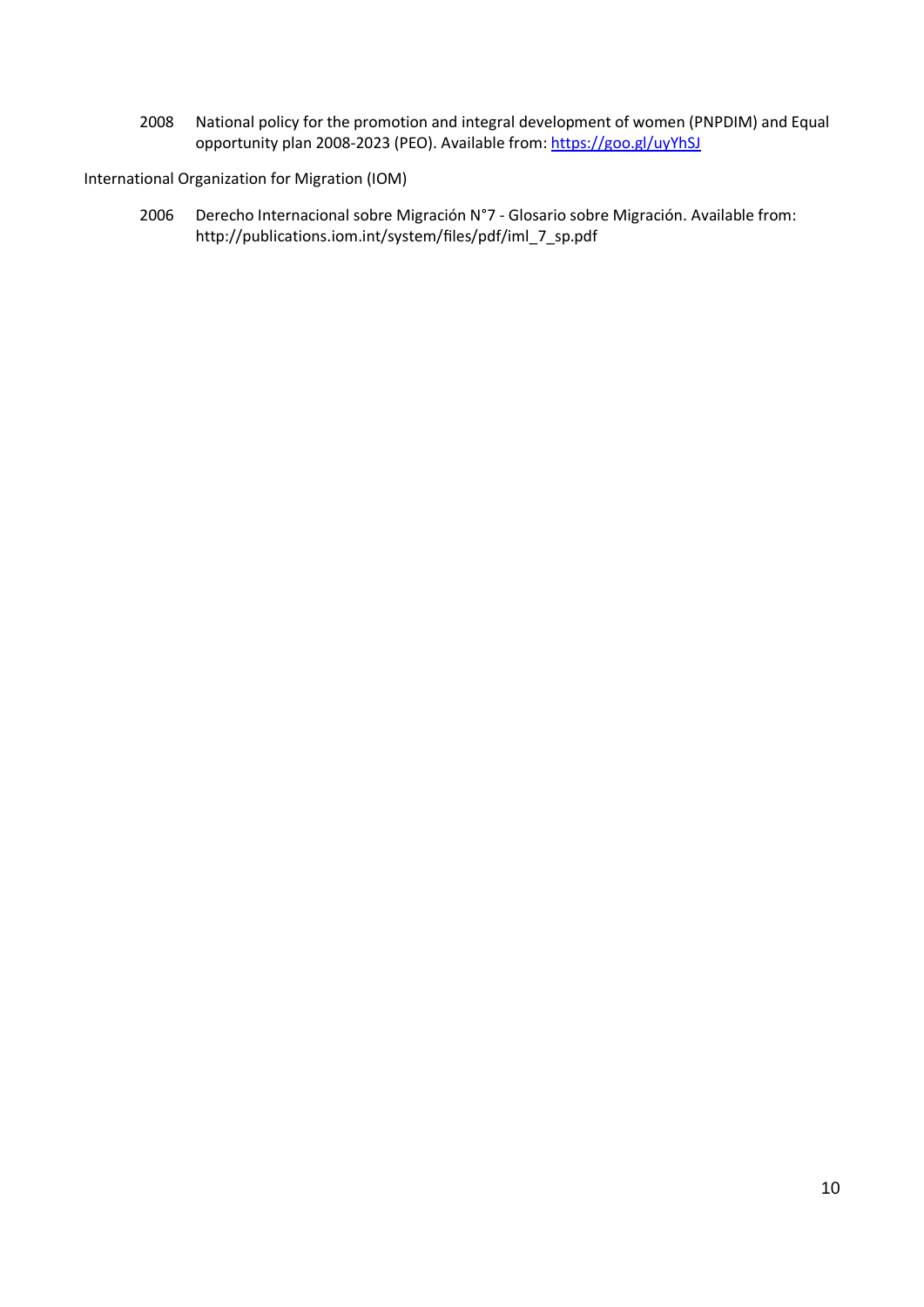2008 National policy for the promotion and integral development of women (PNPDIM) and Equal opportunity plan 2008-2023 (PEO). Available from: https://goo.gl/uyYhSJ

International Organization for Migration (IOM)

2006 Derecho Internacional sobre Migración N°7 - Glosario sobre Migración. Available from: http://publications.iom.int/system/files/pdf/iml_7_sp.pdf